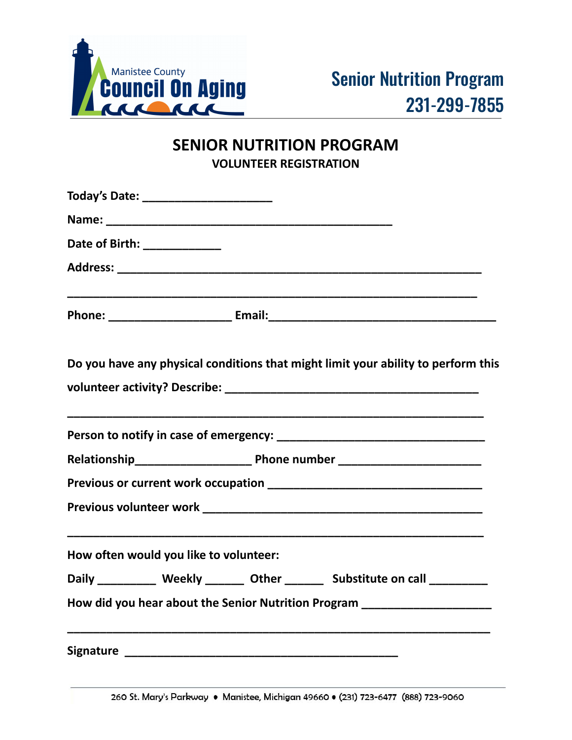Manistee County
Council On Aging

Senior Nutrition Program
231-299-7855

# SENIOR NUTRITION PROGRAM

## VOLUNTEER REGISTRATION

**Today's Date:** ____________________

**Name:** ____________________________________________

**Date of Birth:** ____________

**Address:** _________________________________________________________

_________________________________________________________________

**Phone:** ___________________ **Email:**___________________________________

**Do you have any physical conditions that might limit your ability to perform this volunteer activity? Describe:** ________________________________________

_________________________________________________________________

**Person to notify in case of emergency:** ________________________________

**Relationship**__________________ **Phone number** ______________________

**Previous or current work occupation** _________________________________

**Previous volunteer work** ___________________________________________

_________________________________________________________________

**How often would you like to volunteer:**

**Daily** _________ **Weekly** ______ **Other** ______ **Substitute on call** _________

**How did you hear about the Senior Nutrition Program** ____________________

_________________________________________________________________

**Signature** __________________________________________

260 St. Mary's Parkway • Manistee, Michigan 49660 • (231) 723-6477 (888) 723-9060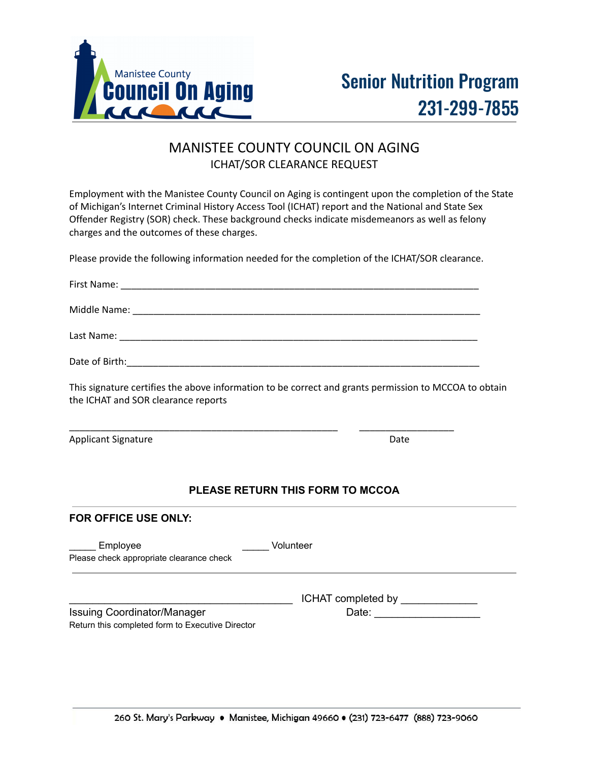Manistee County Council On Aging

# Senior Nutrition Program
# 231-299-7855

## MANISTEE COUNTY COUNCIL ON AGING
### ICHAT/SOR CLEARANCE REQUEST

Employment with the Manistee County Council on Aging is contingent upon the completion of the State of Michigan's Internet Criminal History Access Tool (ICHAT) report and the National and State Sex Offender Registry (SOR) check. These background checks indicate misdemeanors as well as felony charges and the outcomes of these charges.

Please provide the following information needed for the completion of the ICHAT/SOR clearance.

First Name: ______________________________________________________________________

Middle Name: ____________________________________________________________________

Last Name: ______________________________________________________________________

Date of Birth:_____________________________________________________________________

This signature certifies the above information to be correct and grants permission to MCCOA to obtain the ICHAT and SOR clearance reports

___________________________________________________ __________________
Applicant Signature Date

**PLEASE RETURN THIS FORM TO MCCOA**

**FOR OFFICE USE ONLY:**

_____ Employee _____ Volunteer
Please check appropriate clearance check

__________________________________________ ICHAT completed by _____________
Issuing Coordinator/Manager Date: __________________
Return this completed form to Executive Director

260 St. Mary's Parkway • Manistee, Michigan 49660 • (231) 723-6477 (888) 723-9060